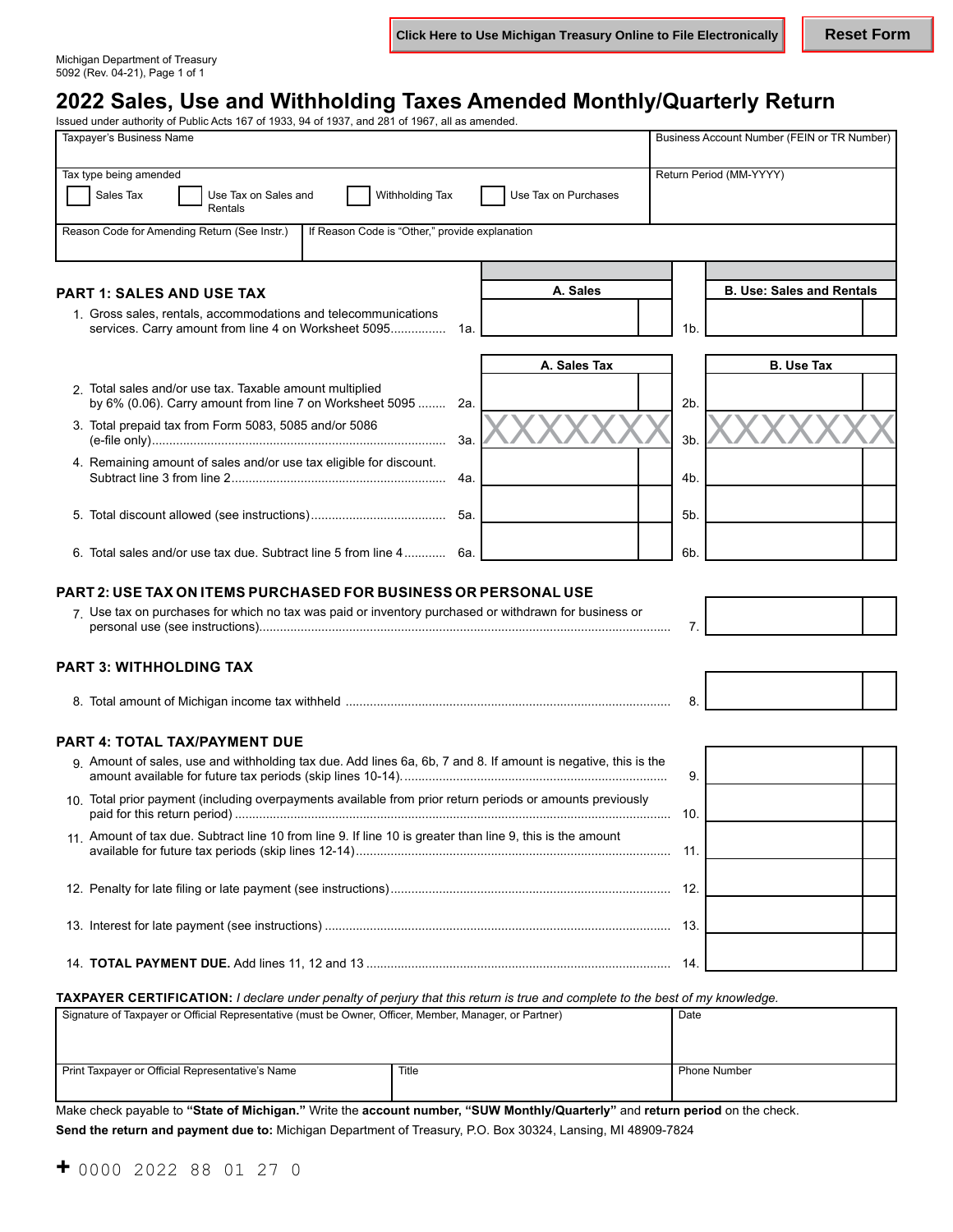Click Here to Use Michigan Treasury Online to File Electronically | Reset Form

Michigan Department of Treasury
5092 (Rev. 04-21), Page 1 of 1

# 2022 Sales, Use and Withholding Taxes Amended Monthly/Quarterly Return

Issued under authority of Public Acts 167 of 1933, 94 of 1937, and 281 of 1967, all as amended.

| Taxpayer's Business Name | Business Account Number (FEIN or TR Number) |
|---|---|
| Tax type being amended: ☐ Sales Tax ☐ Use Tax on Sales and Rentals ☐ Withholding Tax ☐ Use Tax on Purchases | Return Period (MM-YYYY) |
| Reason Code for Amending Return (See Instr.) | If Reason Code is "Other," provide explanation |

## PART 1: SALES AND USE TAX

| | | A. Sales | | B. Use: Sales and Rentals |
|---|---|---|---|---|
| 1. Gross sales, rentals, accommodations and telecommunications services. Carry amount from line 4 on Worksheet 5095 | 1a. | | 1b. | |

| | | A. Sales Tax | | B. Use Tax |
|---|---|---|---|---|
| 2. Total sales and/or use tax. Taxable amount multiplied by 6% (0.06). Carry amount from line 7 on Worksheet 5095 | 2a. | | 2b. | |
| 3. Total prepaid tax from Form 5083, 5085 and/or 5086 (e-file only) | 3a. | XXXXXXX | 3b. | XXXXXXX |
| 4. Remaining amount of sales and/or use tax eligible for discount. Subtract line 3 from line 2 | 4a. | | 4b. | |
| 5. Total discount allowed (see instructions) | 5a. | | 5b. | |
| 6. Total sales and/or use tax due. Subtract line 5 from line 4 | 6a. | | 6b. | |

## PART 2: USE TAX ON ITEMS PURCHASED FOR BUSINESS OR PERSONAL USE

7. Use tax on purchases for which no tax was paid or inventory purchased or withdrawn for business or personal use (see instructions) ..... 7.

## PART 3: WITHHOLDING TAX

8. Total amount of Michigan income tax withheld ..... 8.

## PART 4: TOTAL TAX/PAYMENT DUE

9. Amount of sales, use and withholding tax due. Add lines 6a, 6b, 7 and 8. If amount is negative, this is the amount available for future tax periods (skip lines 10-14). ..... 9.
10. Total prior payment (including overpayments available from prior return periods or amounts previously paid for this return period) ..... 10.
11. Amount of tax due. Subtract line 10 from line 9. If line 10 is greater than line 9, this is the amount available for future tax periods (skip lines 12-14) ..... 11.
12. Penalty for late filing or late payment (see instructions) ..... 12.
13. Interest for late payment (see instructions) ..... 13.
14. **TOTAL PAYMENT DUE.** Add lines 11, 12 and 13 ..... 14.

**TAXPAYER CERTIFICATION:** *I declare under penalty of perjury that this return is true and complete to the best of my knowledge.*

| Signature of Taxpayer or Official Representative (must be Owner, Officer, Member, Manager, or Partner) | | Date |
|---|---|---|
| Print Taxpayer or Official Representative's Name | Title | Phone Number |

Make check payable to **"State of Michigan."** Write the **account number, "SUW Monthly/Quarterly"** and **return period** on the check.

**Send the return and payment due to:** Michigan Department of Treasury, P.O. Box 30324, Lansing, MI 48909-7824

+ 0000 2022 88 01 27 0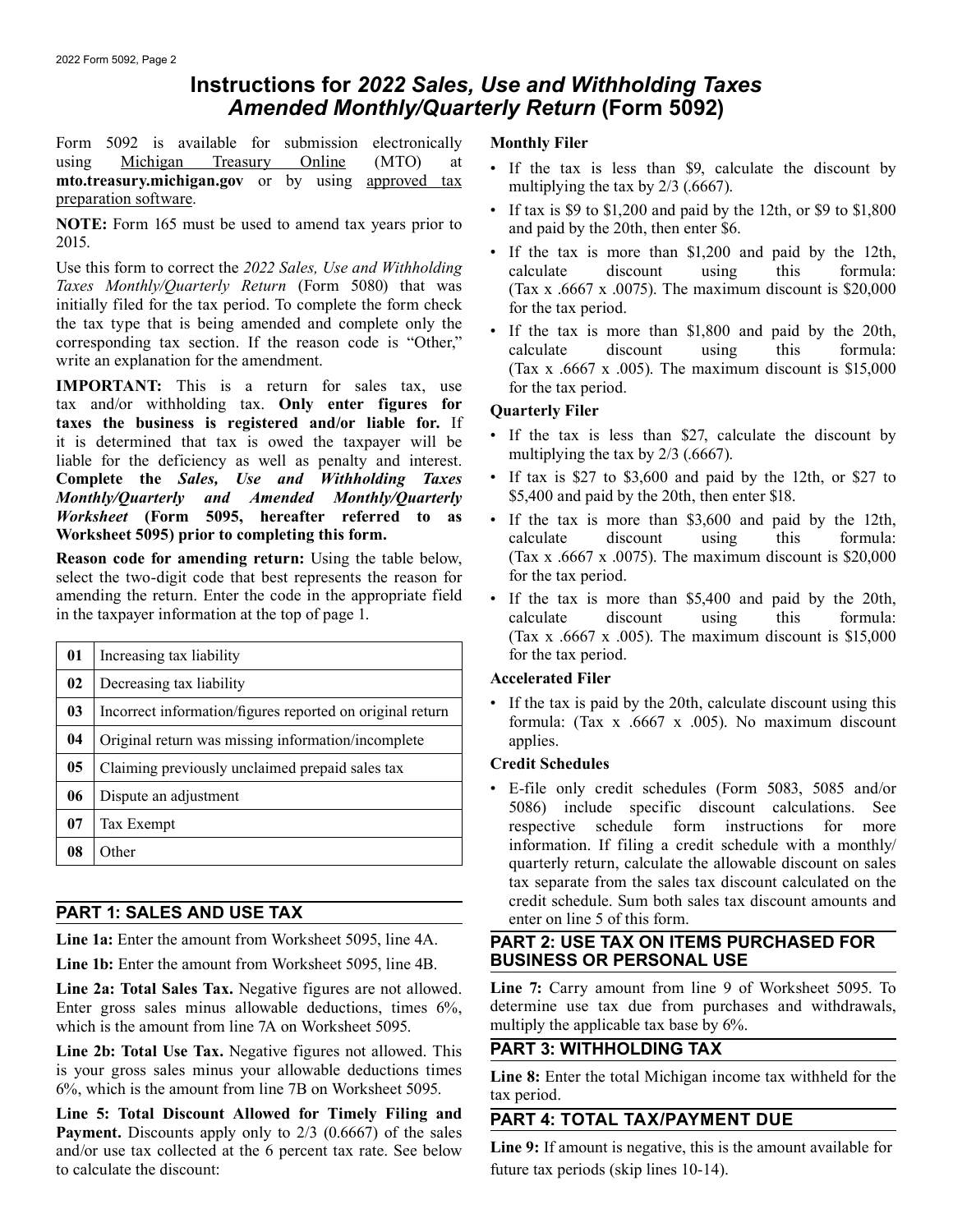# Instructions for *2022 Sales, Use and Withholding Taxes Amended Monthly/Quarterly Return* (Form 5092)

Form 5092 is available for submission electronically using Michigan Treasury Online (MTO) at **mto.treasury.michigan.gov** or by using approved tax preparation software.

**NOTE:** Form 165 must be used to amend tax years prior to 2015.

Use this form to correct the *2022 Sales, Use and Withholding Taxes Monthly/Quarterly Return* (Form 5080) that was initially filed for the tax period. To complete the form check the tax type that is being amended and complete only the corresponding tax section. If the reason code is "Other," write an explanation for the amendment.

**IMPORTANT:** This is a return for sales tax, use tax and/or withholding tax. **Only enter figures for taxes the business is registered and/or liable for.** If it is determined that tax is owed the taxpayer will be liable for the deficiency as well as penalty and interest. **Complete the *Sales, Use and Withholding Taxes Monthly/Quarterly and Amended Monthly/Quarterly Worksheet* (Form 5095, hereafter referred to as Worksheet 5095) prior to completing this form.**

**Reason code for amending return:** Using the table below, select the two-digit code that best represents the reason for amending the return. Enter the code in the appropriate field in the taxpayer information at the top of page 1.

| Code | Reason |
|---|---|
| **01** | Increasing tax liability |
| **02** | Decreasing tax liability |
| **03** | Incorrect information/figures reported on original return |
| **04** | Original return was missing information/incomplete |
| **05** | Claiming previously unclaimed prepaid sales tax |
| **06** | Dispute an adjustment |
| **07** | Tax Exempt |
| **08** | Other |

## PART 1: SALES AND USE TAX

**Line 1a:** Enter the amount from Worksheet 5095, line 4A.

**Line 1b:** Enter the amount from Worksheet 5095, line 4B.

**Line 2a: Total Sales Tax.** Negative figures are not allowed. Enter gross sales minus allowable deductions, times 6%, which is the amount from line 7A on Worksheet 5095.

**Line 2b: Total Use Tax.** Negative figures not allowed. This is your gross sales minus your allowable deductions times 6%, which is the amount from line 7B on Worksheet 5095.

**Line 5: Total Discount Allowed for Timely Filing and Payment.** Discounts apply only to 2/3 (0.6667) of the sales and/or use tax collected at the 6 percent tax rate. See below to calculate the discount:

**Monthly Filer**

- If the tax is less than $9, calculate the discount by multiplying the tax by 2/3 (.6667).
- If tax is $9 to $1,200 and paid by the 12th, or $9 to $1,800 and paid by the 20th, then enter $6.
- If the tax is more than $1,200 and paid by the 12th, calculate discount using this formula: (Tax x .6667 x .0075). The maximum discount is $20,000 for the tax period.
- If the tax is more than $1,800 and paid by the 20th, calculate discount using this formula: (Tax x .6667 x .005). The maximum discount is $15,000 for the tax period.

**Quarterly Filer**

- If the tax is less than $27, calculate the discount by multiplying the tax by 2/3 (.6667).
- If tax is $27 to $3,600 and paid by the 12th, or $27 to $5,400 and paid by the 20th, then enter $18.
- If the tax is more than $3,600 and paid by the 12th, calculate discount using this formula: (Tax x .6667 x .0075). The maximum discount is $20,000 for the tax period.
- If the tax is more than $5,400 and paid by the 20th, calculate discount using this formula: (Tax x .6667 x .005). The maximum discount is $15,000 for the tax period.

**Accelerated Filer**

- If the tax is paid by the 20th, calculate discount using this formula: (Tax x .6667 x .005). No maximum discount applies.

**Credit Schedules**

- E-file only credit schedules (Form 5083, 5085 and/or 5086) include specific discount calculations. See respective schedule form instructions for more information. If filing a credit schedule with a monthly/quarterly return, calculate the allowable discount on sales tax separate from the sales tax discount calculated on the credit schedule. Sum both sales tax discount amounts and enter on line 5 of this form.

## PART 2: USE TAX ON ITEMS PURCHASED FOR BUSINESS OR PERSONAL USE

**Line 7:** Carry amount from line 9 of Worksheet 5095. To determine use tax due from purchases and withdrawals, multiply the applicable tax base by 6%.

## PART 3: WITHHOLDING TAX

**Line 8:** Enter the total Michigan income tax withheld for the tax period.

## PART 4: TOTAL TAX/PAYMENT DUE

**Line 9:** If amount is negative, this is the amount available for future tax periods (skip lines 10-14).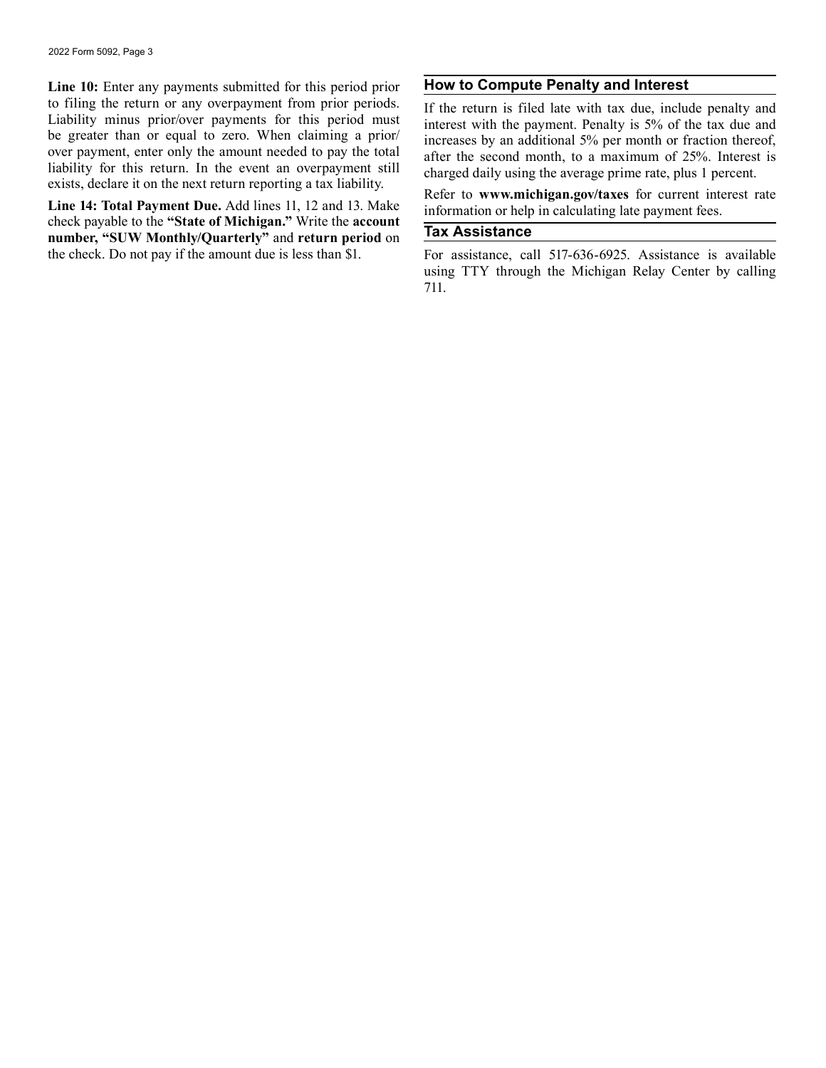**Line 10:** Enter any payments submitted for this period prior to filing the return or any overpayment from prior periods. Liability minus prior/over payments for this period must be greater than or equal to zero. When claiming a prior/over payment, enter only the amount needed to pay the total liability for this return. In the event an overpayment still exists, declare it on the next return reporting a tax liability.

**Line 14: Total Payment Due.** Add lines 11, 12 and 13. Make check payable to the **"State of Michigan."** Write the **account number, "SUW Monthly/Quarterly"** and **return period** on the check. Do not pay if the amount due is less than $1.

## How to Compute Penalty and Interest

If the return is filed late with tax due, include penalty and interest with the payment. Penalty is 5% of the tax due and increases by an additional 5% per month or fraction thereof, after the second month, to a maximum of 25%. Interest is charged daily using the average prime rate, plus 1 percent.

Refer to **www.michigan.gov/taxes** for current interest rate information or help in calculating late payment fees.

## Tax Assistance

For assistance, call 517-636-6925. Assistance is available using TTY through the Michigan Relay Center by calling 711.